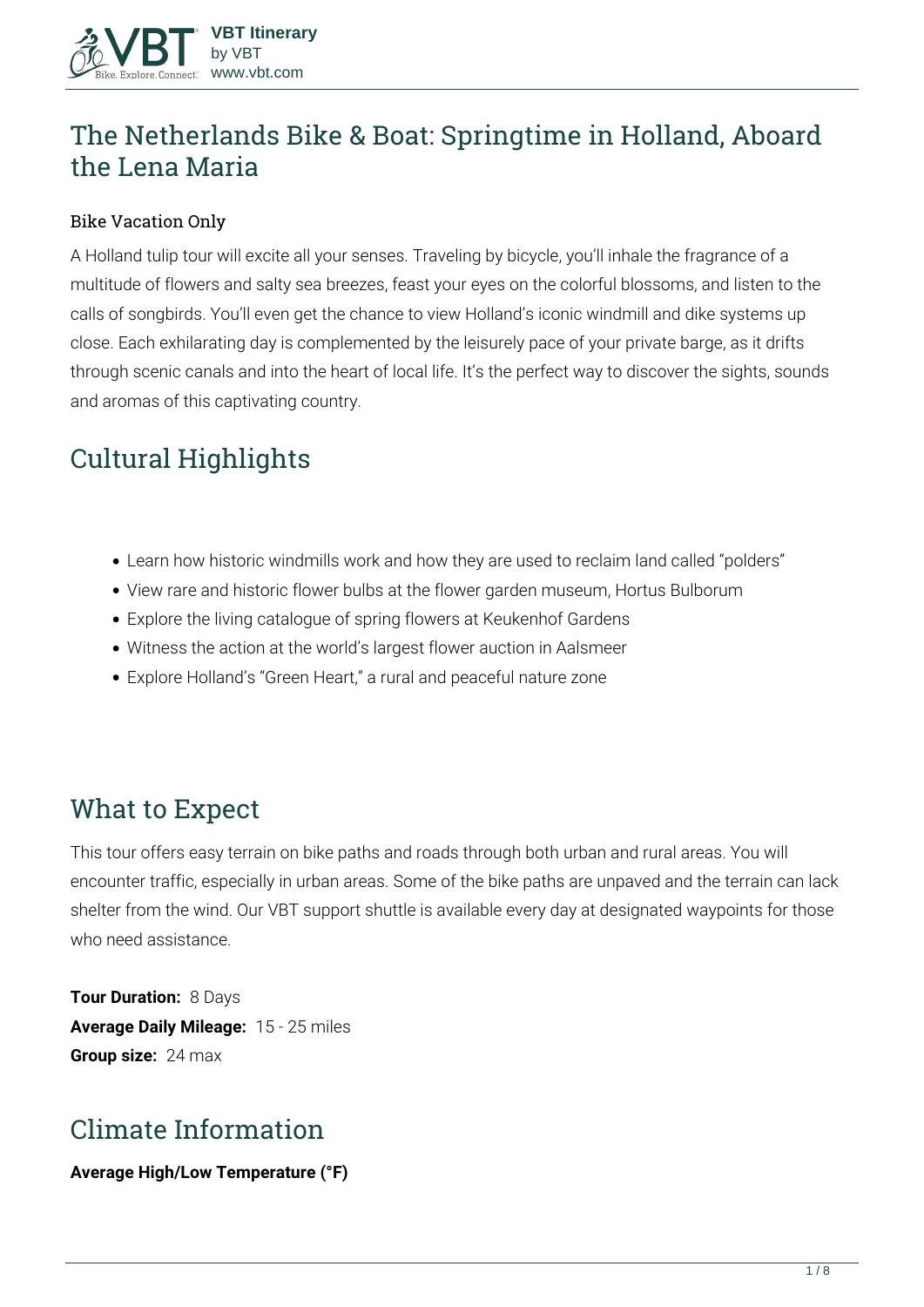# The Netherlands Bike & Boat: Springtime in Holland, Aboard the Lena Maria

Bike Vacation Only

A Holland tulip tour will excite all your senses. Traveling by bicycle, you'll inhale the fragrance of a multitude of flowers and salty sea breezes, feast your eyes on the colorful blossoms, and listen to the calls of songbirds. You'll even get the chance to view Holland's iconic windmill and dike systems up close. Each exhilarating day is complemented by the leisurely pace of your private barge, as it drifts through scenic canals and into the heart of local life. It's the perfect way to discover the sights, sounds and aromas of this captivating country.

## Cultural Highlights

- Learn how historic windmills work and how they are used to reclaim land called "polders"
- View rare and historic flower bulbs at the flower garden museum, Hortus Bulborum
- Explore the living catalogue of spring flowers at Keukenhof Gardens
- Witness the action at the world's largest flower auction in Aalsmeer
- Explore Holland's "Green Heart," a rural and peaceful nature zone

## What to Expect

This tour offers easy terrain on bike paths and roads through both urban and rural areas. You will encounter traffic, especially in urban areas. Some of the bike paths are unpaved and the terrain can lack shelter from the wind. Our VBT support shuttle is available every day at designated waypoints for those who need assistance.

**Tour Duration:** 8 Days
**Average Daily Mileage:** 15 - 25 miles
**Group size:** 24 max

## Climate Information

**Average High/Low Temperature (°F)**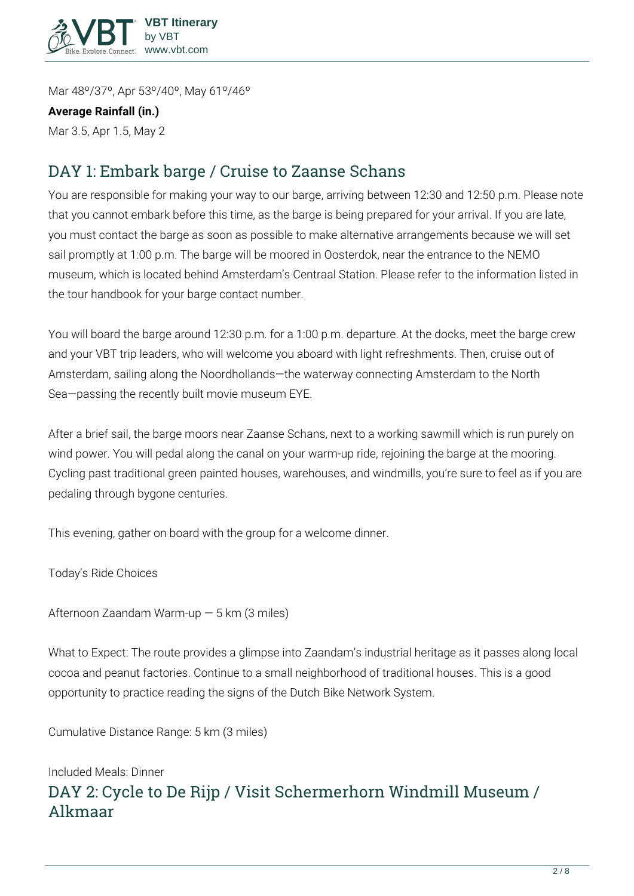Mar 48º/37º, Apr 53º/40º, May 61º/46º

**Average Rainfall (in.)**

Mar 3.5, Apr 1.5, May 2

## DAY 1: Embark barge / Cruise to Zaanse Schans

You are responsible for making your way to our barge, arriving between 12:30 and 12:50 p.m. Please note that you cannot embark before this time, as the barge is being prepared for your arrival. If you are late, you must contact the barge as soon as possible to make alternative arrangements because we will set sail promptly at 1:00 p.m. The barge will be moored in Oosterdok, near the entrance to the NEMO museum, which is located behind Amsterdam's Centraal Station. Please refer to the information listed in the tour handbook for your barge contact number.

You will board the barge around 12:30 p.m. for a 1:00 p.m. departure. At the docks, meet the barge crew and your VBT trip leaders, who will welcome you aboard with light refreshments. Then, cruise out of Amsterdam, sailing along the Noordhollands—the waterway connecting Amsterdam to the North Sea—passing the recently built movie museum EYE.

After a brief sail, the barge moors near Zaanse Schans, next to a working sawmill which is run purely on wind power. You will pedal along the canal on your warm-up ride, rejoining the barge at the mooring. Cycling past traditional green painted houses, warehouses, and windmills, you're sure to feel as if you are pedaling through bygone centuries.

This evening, gather on board with the group for a welcome dinner.

Today's Ride Choices

Afternoon Zaandam Warm-up — 5 km (3 miles)

What to Expect: The route provides a glimpse into Zaandam's industrial heritage as it passes along local cocoa and peanut factories. Continue to a small neighborhood of traditional houses. This is a good opportunity to practice reading the signs of the Dutch Bike Network System.

Cumulative Distance Range: 5 km (3 miles)

Included Meals: Dinner

## DAY 2: Cycle to De Rijp / Visit Schermerhorn Windmill Museum / Alkmaar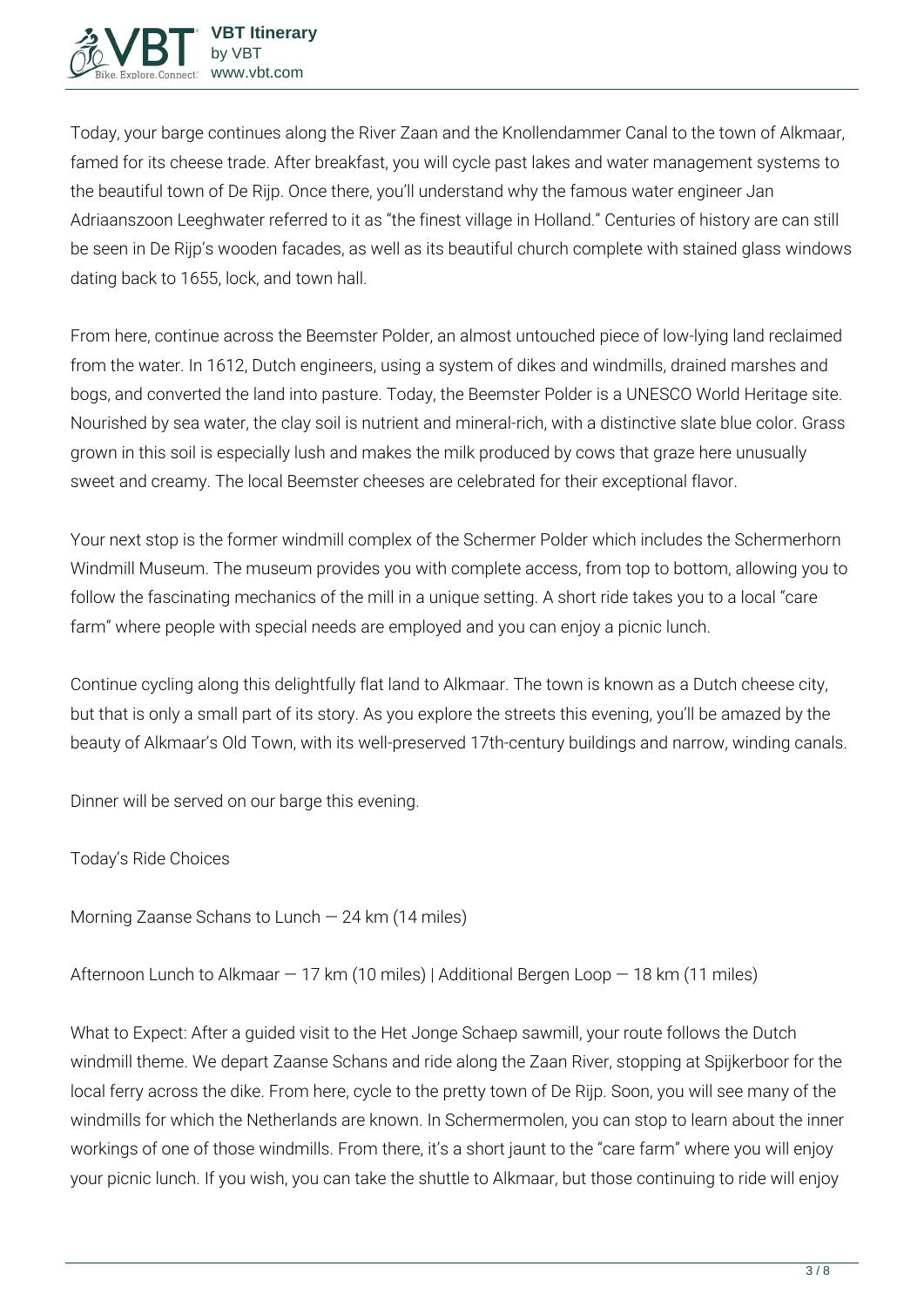Today, your barge continues along the River Zaan and the Knollendammer Canal to the town of Alkmaar, famed for its cheese trade. After breakfast, you will cycle past lakes and water management systems to the beautiful town of De Rijp. Once there, you'll understand why the famous water engineer Jan Adriaanszoon Leeghwater referred to it as "the finest village in Holland." Centuries of history are can still be seen in De Rijp's wooden facades, as well as its beautiful church complete with stained glass windows dating back to 1655, lock, and town hall.

From here, continue across the Beemster Polder, an almost untouched piece of low-lying land reclaimed from the water. In 1612, Dutch engineers, using a system of dikes and windmills, drained marshes and bogs, and converted the land into pasture. Today, the Beemster Polder is a UNESCO World Heritage site. Nourished by sea water, the clay soil is nutrient and mineral-rich, with a distinctive slate blue color. Grass grown in this soil is especially lush and makes the milk produced by cows that graze here unusually sweet and creamy. The local Beemster cheeses are celebrated for their exceptional flavor.

Your next stop is the former windmill complex of the Schermer Polder which includes the Schermerhorn Windmill Museum. The museum provides you with complete access, from top to bottom, allowing you to follow the fascinating mechanics of the mill in a unique setting. A short ride takes you to a local "care farm" where people with special needs are employed and you can enjoy a picnic lunch.

Continue cycling along this delightfully flat land to Alkmaar. The town is known as a Dutch cheese city, but that is only a small part of its story. As you explore the streets this evening, you'll be amazed by the beauty of Alkmaar's Old Town, with its well-preserved 17th-century buildings and narrow, winding canals.

Dinner will be served on our barge this evening.

Today's Ride Choices

Morning Zaanse Schans to Lunch — 24 km (14 miles)

Afternoon Lunch to Alkmaar — 17 km (10 miles) | Additional Bergen Loop — 18 km (11 miles)

What to Expect: After a guided visit to the Het Jonge Schaep sawmill, your route follows the Dutch windmill theme. We depart Zaanse Schans and ride along the Zaan River, stopping at Spijkerboor for the local ferry across the dike. From here, cycle to the pretty town of De Rijp. Soon, you will see many of the windmills for which the Netherlands are known. In Schermermolen, you can stop to learn about the inner workings of one of those windmills. From there, it's a short jaunt to the "care farm" where you will enjoy your picnic lunch. If you wish, you can take the shuttle to Alkmaar, but those continuing to ride will enjoy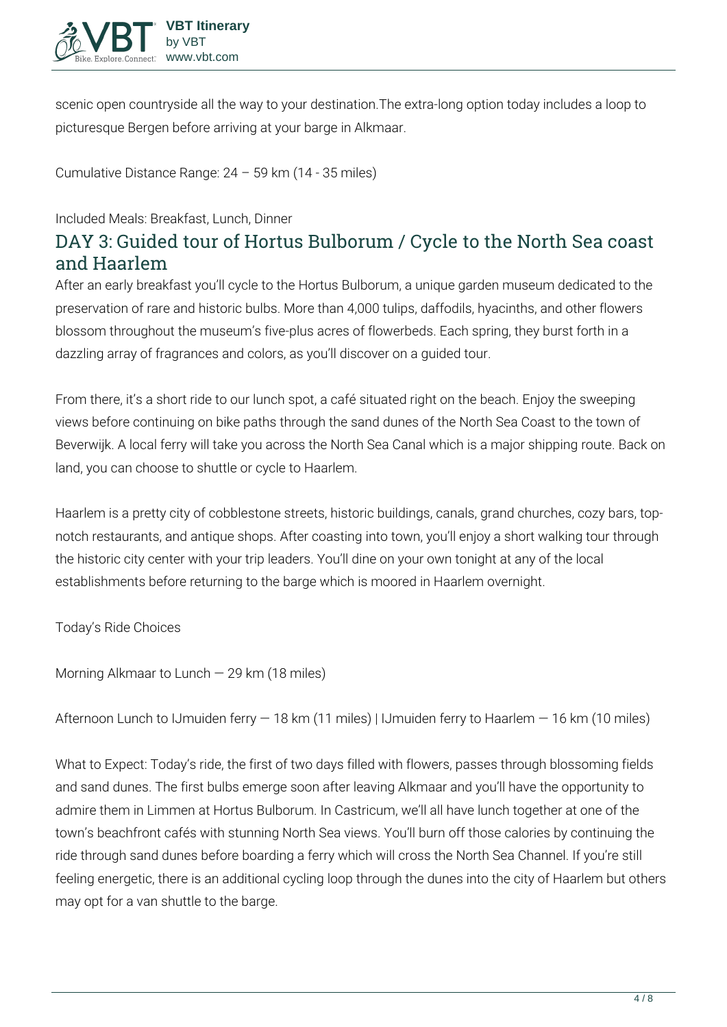scenic open countryside all the way to your destination.The extra-long option today includes a loop to picturesque Bergen before arriving at your barge in Alkmaar.

Cumulative Distance Range: 24 – 59 km (14 - 35 miles)

Included Meals: Breakfast, Lunch, Dinner

## DAY 3: Guided tour of Hortus Bulborum / Cycle to the North Sea coast and Haarlem

After an early breakfast you'll cycle to the Hortus Bulborum, a unique garden museum dedicated to the preservation of rare and historic bulbs. More than 4,000 tulips, daffodils, hyacinths, and other flowers blossom throughout the museum's five-plus acres of flowerbeds. Each spring, they burst forth in a dazzling array of fragrances and colors, as you'll discover on a guided tour.

From there, it's a short ride to our lunch spot, a café situated right on the beach. Enjoy the sweeping views before continuing on bike paths through the sand dunes of the North Sea Coast to the town of Beverwijk. A local ferry will take you across the North Sea Canal which is a major shipping route. Back on land, you can choose to shuttle or cycle to Haarlem.

Haarlem is a pretty city of cobblestone streets, historic buildings, canals, grand churches, cozy bars, top-notch restaurants, and antique shops. After coasting into town, you'll enjoy a short walking tour through the historic city center with your trip leaders. You'll dine on your own tonight at any of the local establishments before returning to the barge which is moored in Haarlem overnight.

Today's Ride Choices

Morning Alkmaar to Lunch — 29 km (18 miles)

Afternoon Lunch to IJmuiden ferry — 18 km (11 miles) | IJmuiden ferry to Haarlem — 16 km (10 miles)

What to Expect: Today's ride, the first of two days filled with flowers, passes through blossoming fields and sand dunes. The first bulbs emerge soon after leaving Alkmaar and you'll have the opportunity to admire them in Limmen at Hortus Bulborum. In Castricum, we'll all have lunch together at one of the town's beachfront cafés with stunning North Sea views. You'll burn off those calories by continuing the ride through sand dunes before boarding a ferry which will cross the North Sea Channel. If you're still feeling energetic, there is an additional cycling loop through the dunes into the city of Haarlem but others may opt for a van shuttle to the barge.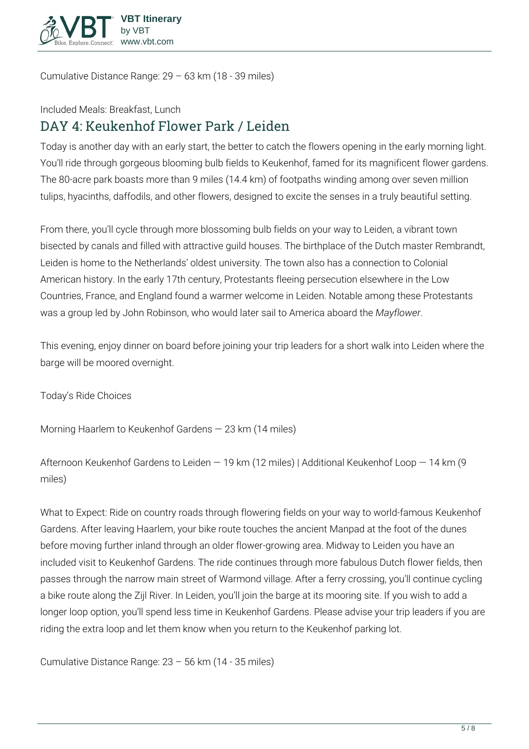Cumulative Distance Range: 29 – 63 km (18 - 39 miles)

Included Meals: Breakfast, Lunch

## DAY 4: Keukenhof Flower Park / Leiden

Today is another day with an early start, the better to catch the flowers opening in the early morning light. You'll ride through gorgeous blooming bulb fields to Keukenhof, famed for its magnificent flower gardens. The 80-acre park boasts more than 9 miles (14.4 km) of footpaths winding among over seven million tulips, hyacinths, daffodils, and other flowers, designed to excite the senses in a truly beautiful setting.

From there, you'll cycle through more blossoming bulb fields on your way to Leiden, a vibrant town bisected by canals and filled with attractive guild houses. The birthplace of the Dutch master Rembrandt, Leiden is home to the Netherlands' oldest university. The town also has a connection to Colonial American history. In the early 17th century, Protestants fleeing persecution elsewhere in the Low Countries, France, and England found a warmer welcome in Leiden. Notable among these Protestants was a group led by John Robinson, who would later sail to America aboard the *Mayflower*.

This evening, enjoy dinner on board before joining your trip leaders for a short walk into Leiden where the barge will be moored overnight.

Today's Ride Choices

Morning Haarlem to Keukenhof Gardens — 23 km (14 miles)

Afternoon Keukenhof Gardens to Leiden — 19 km (12 miles) | Additional Keukenhof Loop — 14 km (9 miles)

What to Expect: Ride on country roads through flowering fields on your way to world-famous Keukenhof Gardens. After leaving Haarlem, your bike route touches the ancient Manpad at the foot of the dunes before moving further inland through an older flower-growing area. Midway to Leiden you have an included visit to Keukenhof Gardens. The ride continues through more fabulous Dutch flower fields, then passes through the narrow main street of Warmond village. After a ferry crossing, you'll continue cycling a bike route along the Zijl River. In Leiden, you'll join the barge at its mooring site. If you wish to add a longer loop option, you'll spend less time in Keukenhof Gardens. Please advise your trip leaders if you are riding the extra loop and let them know when you return to the Keukenhof parking lot.

Cumulative Distance Range: 23 – 56 km (14 - 35 miles)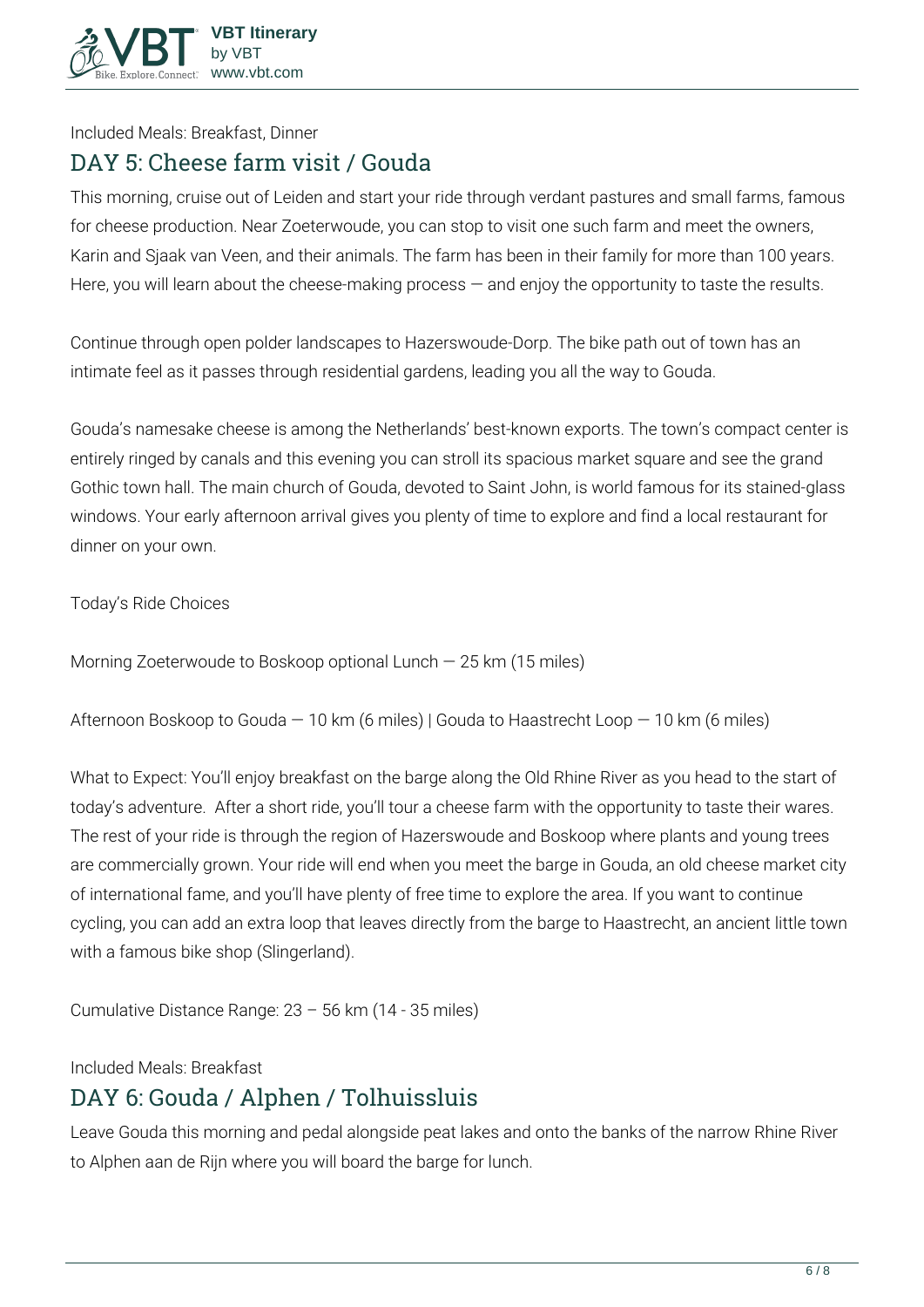Included Meals: Breakfast, Dinner

## DAY 5: Cheese farm visit / Gouda

This morning, cruise out of Leiden and start your ride through verdant pastures and small farms, famous for cheese production. Near Zoeterwoude, you can stop to visit one such farm and meet the owners, Karin and Sjaak van Veen, and their animals. The farm has been in their family for more than 100 years. Here, you will learn about the cheese-making process — and enjoy the opportunity to taste the results.

Continue through open polder landscapes to Hazerswoude-Dorp. The bike path out of town has an intimate feel as it passes through residential gardens, leading you all the way to Gouda.

Gouda's namesake cheese is among the Netherlands' best-known exports. The town's compact center is entirely ringed by canals and this evening you can stroll its spacious market square and see the grand Gothic town hall. The main church of Gouda, devoted to Saint John, is world famous for its stained-glass windows. Your early afternoon arrival gives you plenty of time to explore and find a local restaurant for dinner on your own.

Today's Ride Choices

Morning Zoeterwoude to Boskoop optional Lunch — 25 km (15 miles)

Afternoon Boskoop to Gouda — 10 km (6 miles) | Gouda to Haastrecht Loop — 10 km (6 miles)

What to Expect: You'll enjoy breakfast on the barge along the Old Rhine River as you head to the start of today's adventure. After a short ride, you'll tour a cheese farm with the opportunity to taste their wares. The rest of your ride is through the region of Hazerswoude and Boskoop where plants and young trees are commercially grown. Your ride will end when you meet the barge in Gouda, an old cheese market city of international fame, and you'll have plenty of free time to explore the area. If you want to continue cycling, you can add an extra loop that leaves directly from the barge to Haastrecht, an ancient little town with a famous bike shop (Slingerland).

Cumulative Distance Range: 23 – 56 km (14 - 35 miles)

Included Meals: Breakfast

## DAY 6: Gouda / Alphen / Tolhuissluis

Leave Gouda this morning and pedal alongside peat lakes and onto the banks of the narrow Rhine River to Alphen aan de Rijn where you will board the barge for lunch.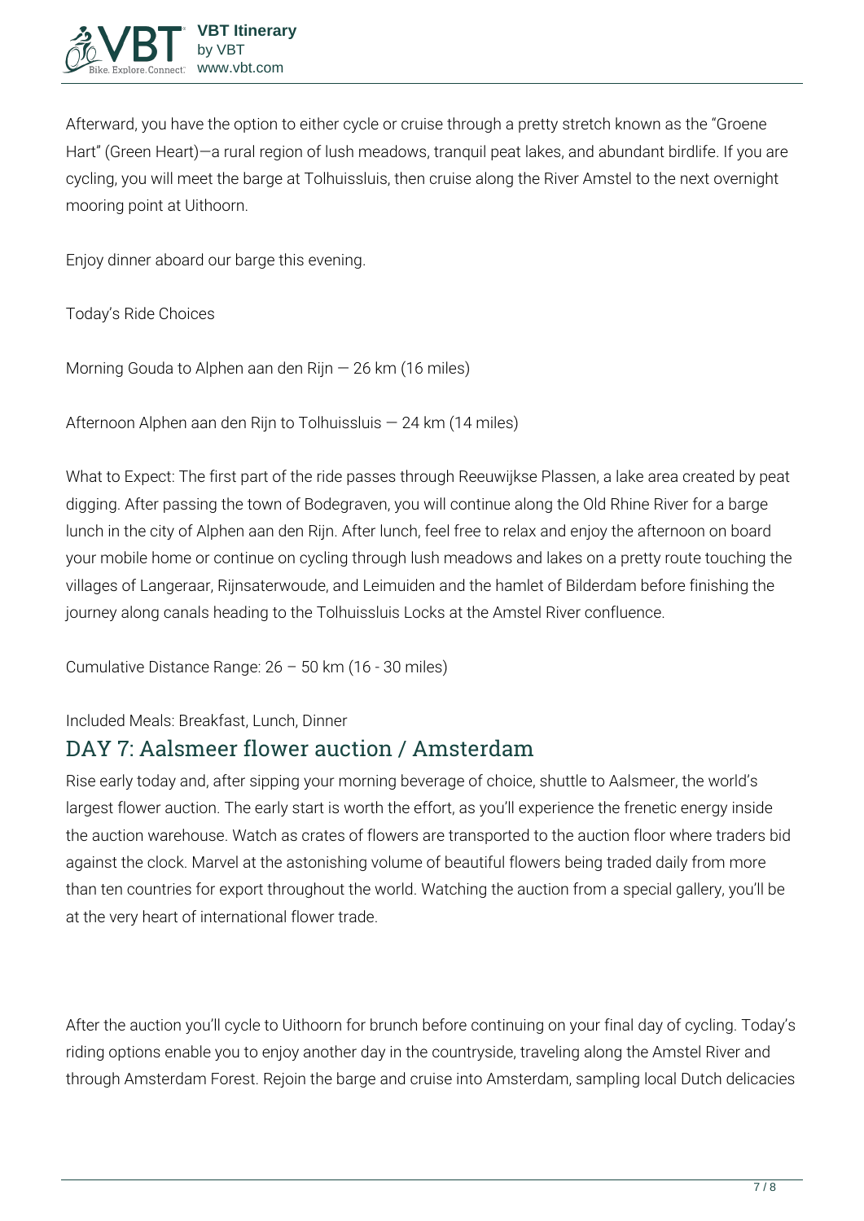Afterward, you have the option to either cycle or cruise through a pretty stretch known as the "Groene Hart" (Green Heart)—a rural region of lush meadows, tranquil peat lakes, and abundant birdlife. If you are cycling, you will meet the barge at Tolhuissluis, then cruise along the River Amstel to the next overnight mooring point at Uithoorn.

Enjoy dinner aboard our barge this evening.

Today's Ride Choices

Morning Gouda to Alphen aan den Rijn — 26 km (16 miles)

Afternoon Alphen aan den Rijn to Tolhuissluis — 24 km (14 miles)

What to Expect: The first part of the ride passes through Reeuwijkse Plassen, a lake area created by peat digging. After passing the town of Bodegraven, you will continue along the Old Rhine River for a barge lunch in the city of Alphen aan den Rijn. After lunch, feel free to relax and enjoy the afternoon on board your mobile home or continue on cycling through lush meadows and lakes on a pretty route touching the villages of Langeraar, Rijnsaterwoude, and Leimuiden and the hamlet of Bilderdam before finishing the journey along canals heading to the Tolhuissluis Locks at the Amstel River confluence.

Cumulative Distance Range: 26 – 50 km (16 - 30 miles)

Included Meals: Breakfast, Lunch, Dinner

## DAY 7: Aalsmeer flower auction / Amsterdam

Rise early today and, after sipping your morning beverage of choice, shuttle to Aalsmeer, the world's largest flower auction. The early start is worth the effort, as you'll experience the frenetic energy inside the auction warehouse. Watch as crates of flowers are transported to the auction floor where traders bid against the clock. Marvel at the astonishing volume of beautiful flowers being traded daily from more than ten countries for export throughout the world. Watching the auction from a special gallery, you'll be at the very heart of international flower trade.

After the auction you'll cycle to Uithoorn for brunch before continuing on your final day of cycling. Today's riding options enable you to enjoy another day in the countryside, traveling along the Amstel River and through Amsterdam Forest. Rejoin the barge and cruise into Amsterdam, sampling local Dutch delicacies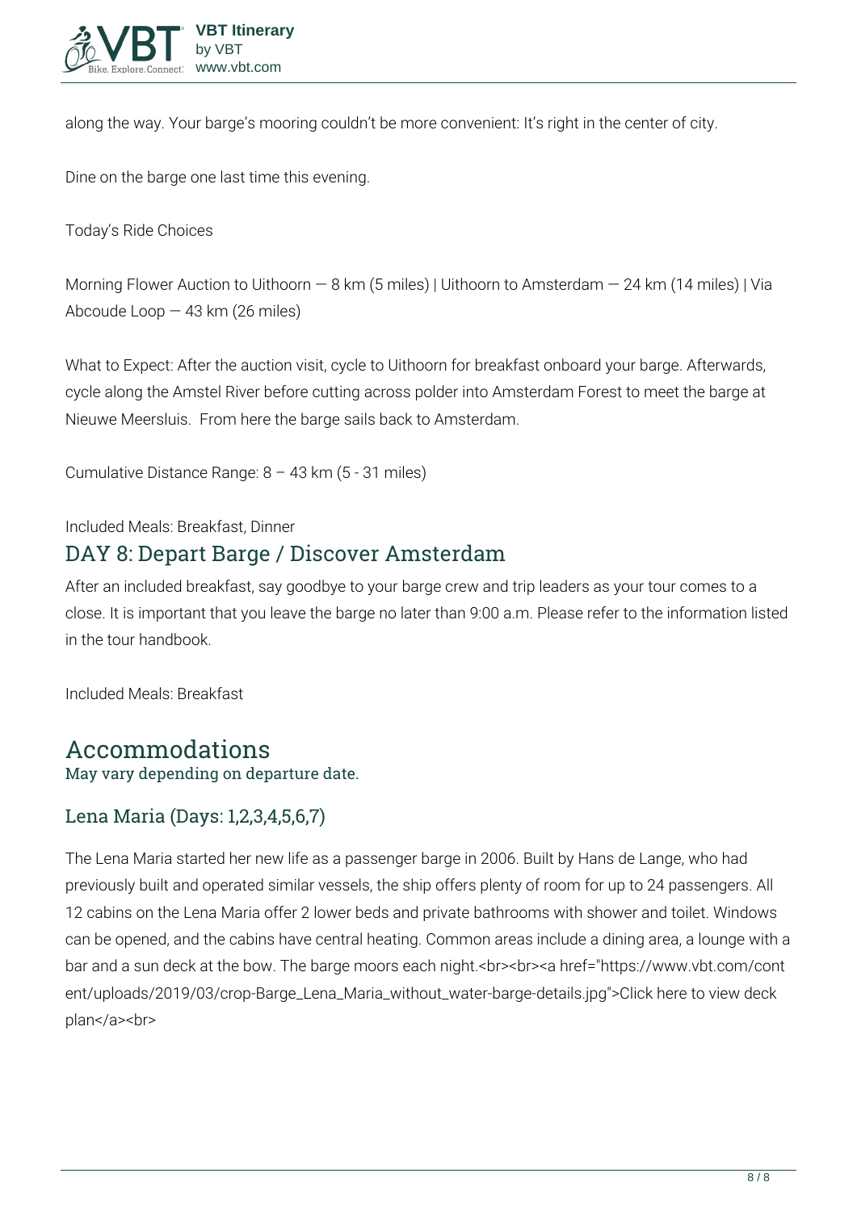along the way. Your barge's mooring couldn't be more convenient: It's right in the center of city.

Dine on the barge one last time this evening.

Today's Ride Choices

Morning Flower Auction to Uithoorn — 8 km (5 miles) | Uithoorn to Amsterdam — 24 km (14 miles) | Via Abcoude Loop — 43 km (26 miles)

What to Expect: After the auction visit, cycle to Uithoorn for breakfast onboard your barge. Afterwards, cycle along the Amstel River before cutting across polder into Amsterdam Forest to meet the barge at Nieuwe Meersluis. From here the barge sails back to Amsterdam.

Cumulative Distance Range: 8 – 43 km (5 - 31 miles)

Included Meals: Breakfast, Dinner

## DAY 8: Depart Barge / Discover Amsterdam

After an included breakfast, say goodbye to your barge crew and trip leaders as your tour comes to a close. It is important that you leave the barge no later than 9:00 a.m. Please refer to the information listed in the tour handbook.

Included Meals: Breakfast

# Accommodations

May vary depending on departure date.

### Lena Maria (Days: 1,2,3,4,5,6,7)

The Lena Maria started her new life as a passenger barge in 2006. Built by Hans de Lange, who had previously built and operated similar vessels, the ship offers plenty of room for up to 24 passengers. All 12 cabins on the Lena Maria offer 2 lower beds and private bathrooms with shower and toilet. Windows can be opened, and the cabins have central heating. Common areas include a dining area, a lounge with a bar and a sun deck at the bow. The barge moors each night.<br><br><a href="https://www.vbt.com/content/uploads/2019/03/crop-Barge_Lena_Maria_without_water-barge-details.jpg">Click here to view deck plan</a><br>